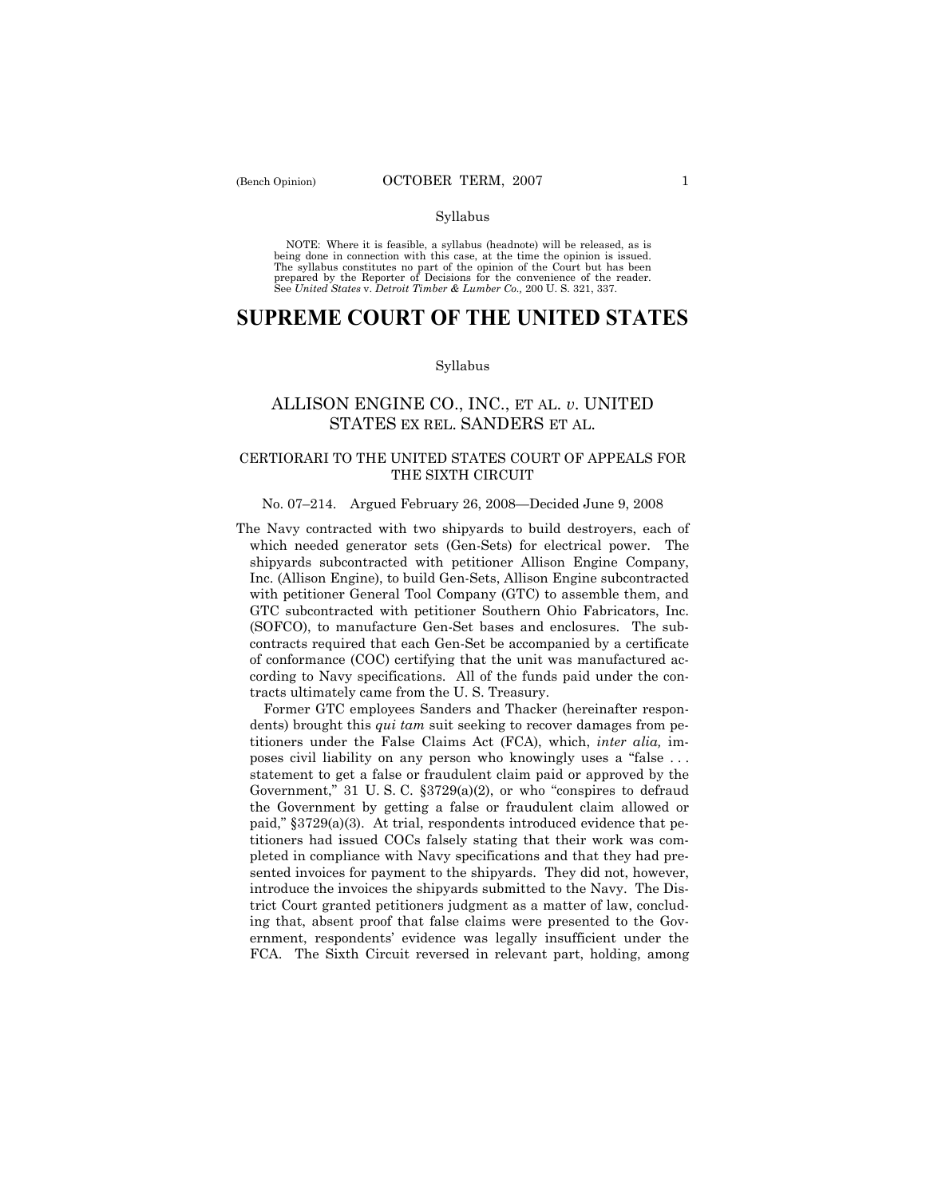Syllabus

NOTE: Where it is feasible, a syllabus (headnote) will be released, as is being done in connection with this case, at the time the opinion is issued. The syllabus constitutes no part of the opinion of the Court but has been prepared by the Reporter of Decisions for the convenience of the reader. See *United States* v. *Detroit Timber & Lumber Co.,* 200 U. S. 321, 337.

# SUPREME COURT OF THE UNITED STATES

Syllabus

## ALLISON ENGINE CO., INC., ET AL. *v.* UNITED STATES EX REL. SANDERS ET AL.

### CERTIORARI TO THE UNITED STATES COURT OF APPEALS FOR THE SIXTH CIRCUIT

No. 07–214. Argued February 26, 2008—Decided June 9, 2008

The Navy contracted with two shipyards to build destroyers, each of which needed generator sets (Gen-Sets) for electrical power. The shipyards subcontracted with petitioner Allison Engine Company, Inc. (Allison Engine), to build Gen-Sets, Allison Engine subcontracted with petitioner General Tool Company (GTC) to assemble them, and GTC subcontracted with petitioner Southern Ohio Fabricators, Inc. (SOFCO), to manufacture Gen-Set bases and enclosures. The subcontracts required that each Gen-Set be accompanied by a certificate of conformance (COC) certifying that the unit was manufactured according to Navy specifications. All of the funds paid under the contracts ultimately came from the U. S. Treasury.

Former GTC employees Sanders and Thacker (hereinafter respondents) brought this *qui tam* suit seeking to recover damages from petitioners under the False Claims Act (FCA), which, *inter alia,* imposes civil liability on any person who knowingly uses a "false . . . statement to get a false or fraudulent claim paid or approved by the Government," 31 U. S. C. §3729(a)(2), or who "conspires to defraud the Government by getting a false or fraudulent claim allowed or paid," §3729(a)(3). At trial, respondents introduced evidence that petitioners had issued COCs falsely stating that their work was completed in compliance with Navy specifications and that they had presented invoices for payment to the shipyards. They did not, however, introduce the invoices the shipyards submitted to the Navy. The District Court granted petitioners judgment as a matter of law, concluding that, absent proof that false claims were presented to the Government, respondents' evidence was legally insufficient under the FCA. The Sixth Circuit reversed in relevant part, holding, among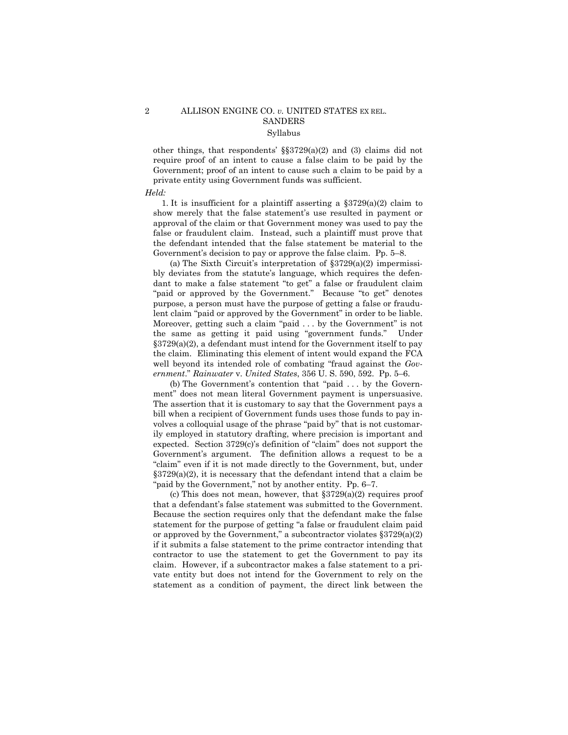other things, that respondents' §§3729(a)(2) and (3) claims did not require proof of an intent to cause a false claim to be paid by the Government; proof of an intent to cause such a claim to be paid by a private entity using Government funds was sufficient.

*Held:*

1. It is insufficient for a plaintiff asserting a §3729(a)(2) claim to show merely that the false statement's use resulted in payment or approval of the claim or that Government money was used to pay the false or fraudulent claim. Instead, such a plaintiff must prove that the defendant intended that the false statement be material to the Government's decision to pay or approve the false claim. Pp. 5–8.

(a) The Sixth Circuit's interpretation of §3729(a)(2) impermissibly deviates from the statute's language, which requires the defendant to make a false statement "to get" a false or fraudulent claim "paid or approved by the Government." Because "to get" denotes purpose, a person must have the purpose of getting a false or fraudulent claim "paid or approved by the Government" in order to be liable. Moreover, getting such a claim "paid . . . by the Government" is not the same as getting it paid using "government funds." Under §3729(a)(2), a defendant must intend for the Government itself to pay the claim. Eliminating this element of intent would expand the FCA well beyond its intended role of combating "fraud against the *Government*." *Rainwater* v. *United States*, 356 U. S. 590, 592. Pp. 5–6.

(b) The Government's contention that "paid . . . by the Government" does not mean literal Government payment is unpersuasive. The assertion that it is customary to say that the Government pays a bill when a recipient of Government funds uses those funds to pay involves a colloquial usage of the phrase "paid by" that is not customarily employed in statutory drafting, where precision is important and expected. Section 3729(c)'s definition of "claim" does not support the Government's argument. The definition allows a request to be a "claim" even if it is not made directly to the Government, but, under §3729(a)(2), it is necessary that the defendant intend that a claim be "paid by the Government," not by another entity. Pp. 6–7.

(c) This does not mean, however, that §3729(a)(2) requires proof that a defendant's false statement was submitted to the Government. Because the section requires only that the defendant make the false statement for the purpose of getting "a false or fraudulent claim paid or approved by the Government," a subcontractor violates §3729(a)(2) if it submits a false statement to the prime contractor intending that contractor to use the statement to get the Government to pay its claim. However, if a subcontractor makes a false statement to a private entity but does not intend for the Government to rely on the statement as a condition of payment, the direct link between the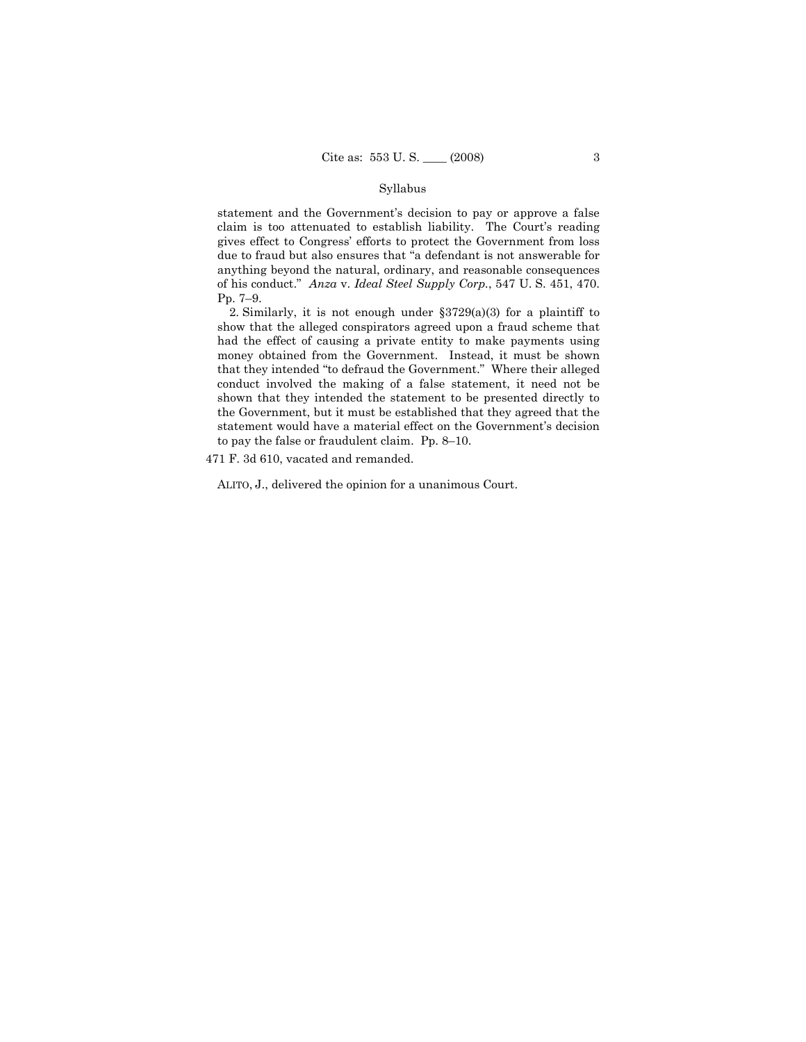statement and the Government's decision to pay or approve a false claim is too attenuated to establish liability. The Court's reading gives effect to Congress' efforts to protect the Government from loss due to fraud but also ensures that "a defendant is not answerable for anything beyond the natural, ordinary, and reasonable consequences of his conduct." *Anza* v. *Ideal Steel Supply Corp.*, 547 U. S. 451, 470. Pp. 7–9.

2. Similarly, it is not enough under §3729(a)(3) for a plaintiff to show that the alleged conspirators agreed upon a fraud scheme that had the effect of causing a private entity to make payments using money obtained from the Government. Instead, it must be shown that they intended "to defraud the Government." Where their alleged conduct involved the making of a false statement, it need not be shown that they intended the statement to be presented directly to the Government, but it must be established that they agreed that the statement would have a material effect on the Government's decision to pay the false or fraudulent claim. Pp. 8–10.

471 F. 3d 610, vacated and remanded.

ALITO, J., delivered the opinion for a unanimous Court.